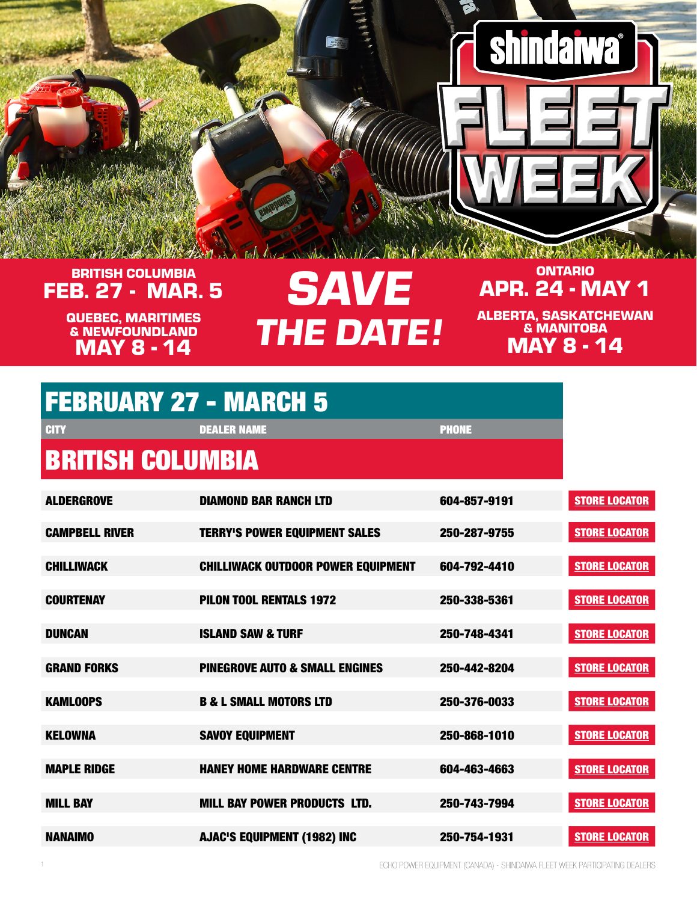# shindaiwa FLEET WEEK

**BRITISH COLUMBIA**
**FEB. 27 - MAR. 5**

**QUEBEC, MARITIMES & NEWFOUNDLAND**
**MAY 8 - 14**

## SAVE THE DATE!

**ONTARIO**
**APR. 24 - MAY 1**

**ALBERTA, SASKATCHEWAN & MANITOBA**
**MAY 8 - 14**

## FEBRUARY 27 - MARCH 5

### BRITISH COLUMBIA

| CITY | DEALER NAME | PHONE | |
|---|---|---|---|
| ALDERGROVE | DIAMOND BAR RANCH LTD | 604-857-9191 | STORE LOCATOR |
| CAMPBELL RIVER | TERRY'S POWER EQUIPMENT SALES | 250-287-9755 | STORE LOCATOR |
| CHILLIWACK | CHILLIWACK OUTDOOR POWER EQUIPMENT | 604-792-4410 | STORE LOCATOR |
| COURTENAY | PILON TOOL RENTALS 1972 | 250-338-5361 | STORE LOCATOR |
| DUNCAN | ISLAND SAW & TURF | 250-748-4341 | STORE LOCATOR |
| GRAND FORKS | PINEGROVE AUTO & SMALL ENGINES | 250-442-8204 | STORE LOCATOR |
| KAMLOOPS | B & L SMALL MOTORS LTD | 250-376-0033 | STORE LOCATOR |
| KELOWNA | SAVOY EQUIPMENT | 250-868-1010 | STORE LOCATOR |
| MAPLE RIDGE | HANEY HOME HARDWARE CENTRE | 604-463-4663 | STORE LOCATOR |
| MILL BAY | MILL BAY POWER PRODUCTS LTD. | 250-743-7994 | STORE LOCATOR |
| NANAIMO | AJAC'S EQUIPMENT (1982) INC | 250-754-1931 | STORE LOCATOR |

ECHO POWER EQUIPMENT (CANADA) - SHINDAIWA FLEET WEEK PARTICIPATING DEALERS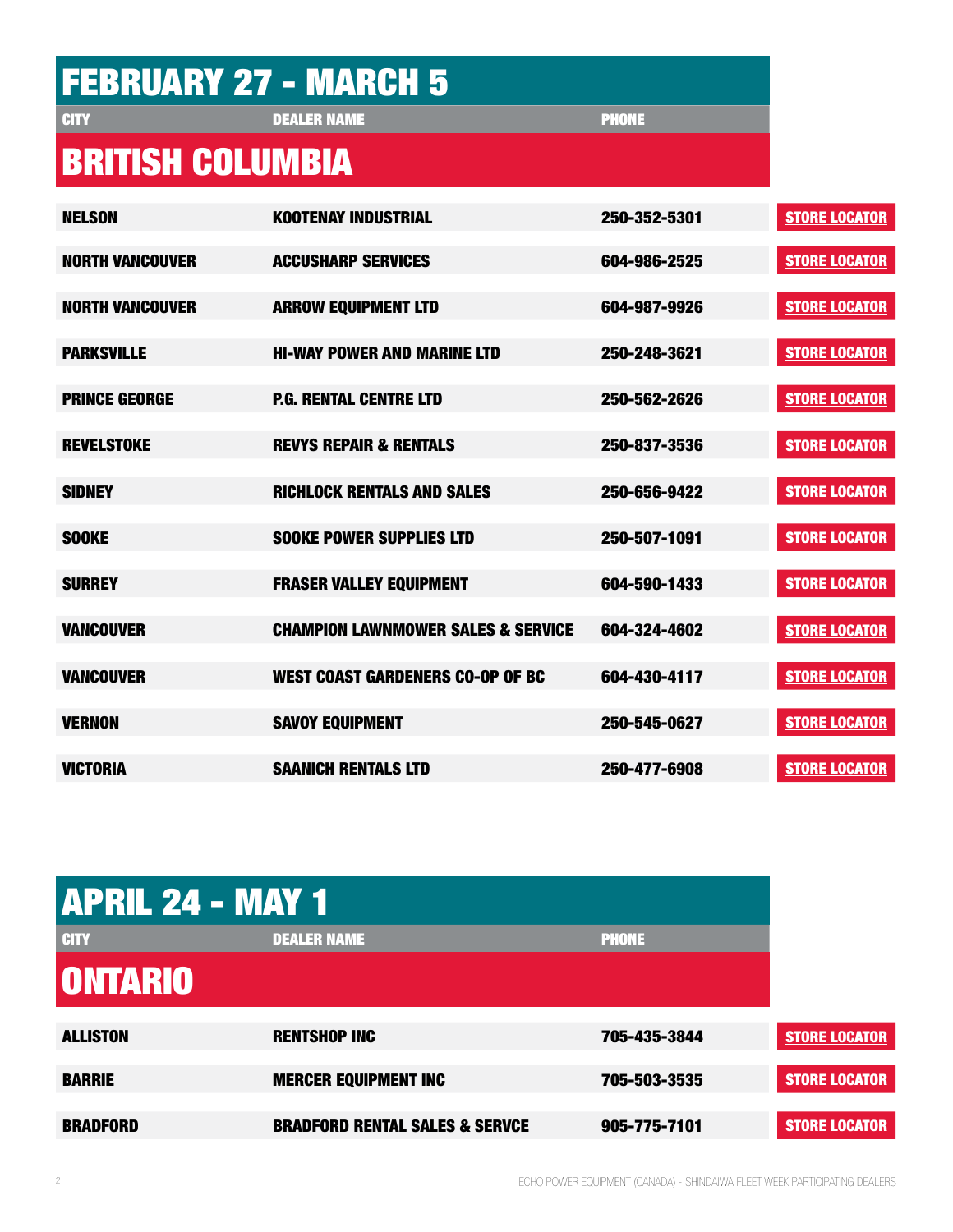## FEBRUARY 27 - MARCH 5

| CITY | DEALER NAME | PHONE | |
|---|---|---|---|
| **BRITISH COLUMBIA** | | | |
| NELSON | KOOTENAY INDUSTRIAL | 250-352-5301 | STORE LOCATOR |
| NORTH VANCOUVER | ACCUSHARP SERVICES | 604-986-2525 | STORE LOCATOR |
| NORTH VANCOUVER | ARROW EQUIPMENT LTD | 604-987-9926 | STORE LOCATOR |
| PARKSVILLE | HI-WAY POWER AND MARINE LTD | 250-248-3621 | STORE LOCATOR |
| PRINCE GEORGE | P.G. RENTAL CENTRE LTD | 250-562-2626 | STORE LOCATOR |
| REVELSTOKE | REVYS REPAIR & RENTALS | 250-837-3536 | STORE LOCATOR |
| SIDNEY | RICHLOCK RENTALS AND SALES | 250-656-9422 | STORE LOCATOR |
| SOOKE | SOOKE POWER SUPPLIES LTD | 250-507-1091 | STORE LOCATOR |
| SURREY | FRASER VALLEY EQUIPMENT | 604-590-1433 | STORE LOCATOR |
| VANCOUVER | CHAMPION LAWNMOWER SALES & SERVICE | 604-324-4602 | STORE LOCATOR |
| VANCOUVER | WEST COAST GARDENERS CO-OP OF BC | 604-430-4117 | STORE LOCATOR |
| VERNON | SAVOY EQUIPMENT | 250-545-0627 | STORE LOCATOR |
| VICTORIA | SAANICH RENTALS LTD | 250-477-6908 | STORE LOCATOR |

## APRIL 24 - MAY 1

| CITY | DEALER NAME | PHONE | |
|---|---|---|---|
| **ONTARIO** | | | |
| ALLISTON | RENTSHOP INC | 705-435-3844 | STORE LOCATOR |
| BARRIE | MERCER EQUIPMENT INC | 705-503-3535 | STORE LOCATOR |
| BRADFORD | BRADFORD RENTAL SALES & SERVCE | 905-775-7101 | STORE LOCATOR |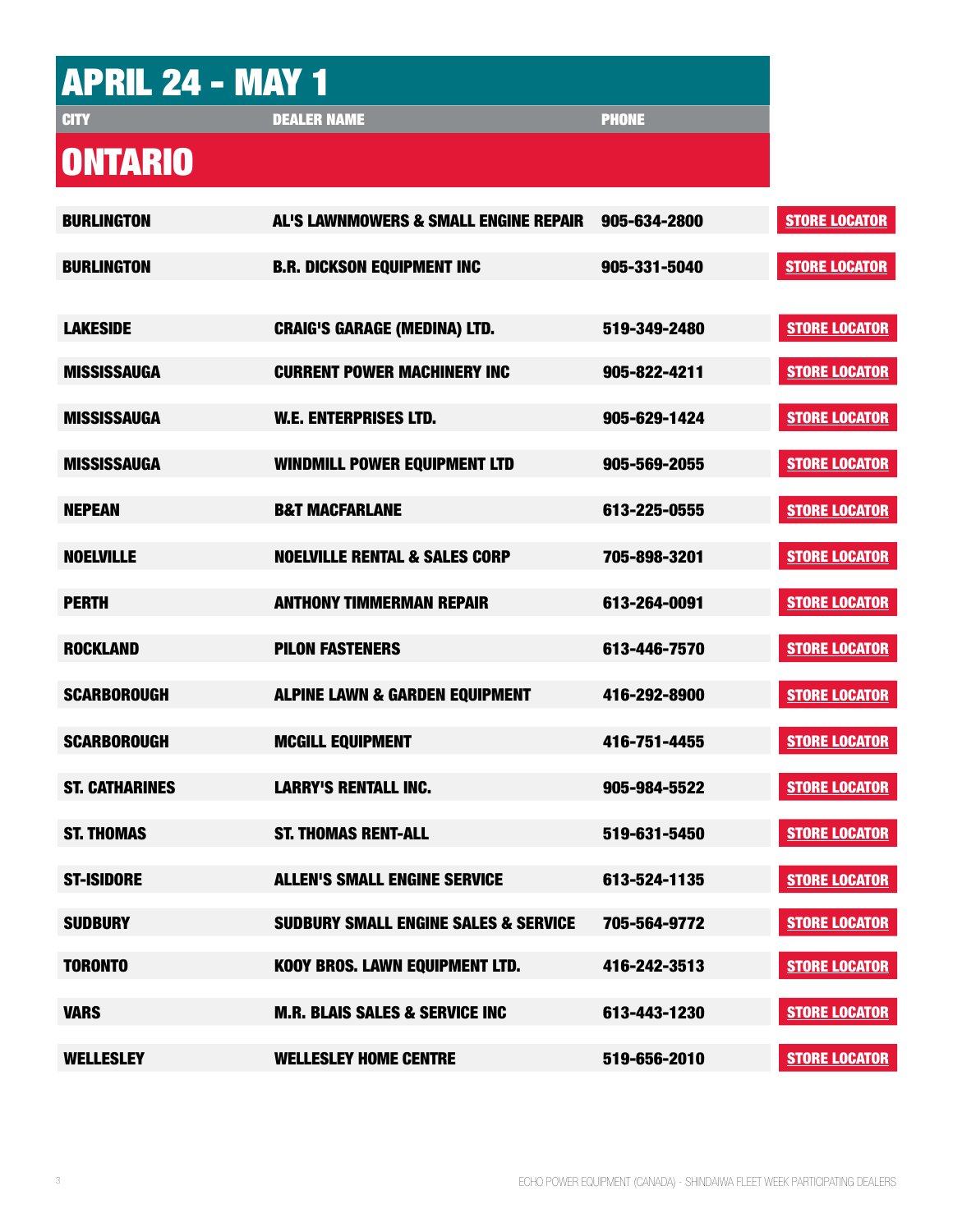# APRIL 24 - MAY 1

## ONTARIO

| CITY | DEALER NAME | PHONE | |
|---|---|---|---|
| BURLINGTON | AL'S LAWNMOWERS & SMALL ENGINE REPAIR | 905-634-2800 | STORE LOCATOR |
| BURLINGTON | B.R. DICKSON EQUIPMENT INC | 905-331-5040 | STORE LOCATOR |
| LAKESIDE | CRAIG'S GARAGE (MEDINA) LTD. | 519-349-2480 | STORE LOCATOR |
| MISSISSAUGA | CURRENT POWER MACHINERY INC | 905-822-4211 | STORE LOCATOR |
| MISSISSAUGA | W.E. ENTERPRISES LTD. | 905-629-1424 | STORE LOCATOR |
| MISSISSAUGA | WINDMILL POWER EQUIPMENT LTD | 905-569-2055 | STORE LOCATOR |
| NEPEAN | B&T MACFARLANE | 613-225-0555 | STORE LOCATOR |
| NOELVILLE | NOELVILLE RENTAL & SALES CORP | 705-898-3201 | STORE LOCATOR |
| PERTH | ANTHONY TIMMERMAN REPAIR | 613-264-0091 | STORE LOCATOR |
| ROCKLAND | PILON FASTENERS | 613-446-7570 | STORE LOCATOR |
| SCARBOROUGH | ALPINE LAWN & GARDEN EQUIPMENT | 416-292-8900 | STORE LOCATOR |
| SCARBOROUGH | MCGILL EQUIPMENT | 416-751-4455 | STORE LOCATOR |
| ST. CATHARINES | LARRY'S RENTALL INC. | 905-984-5522 | STORE LOCATOR |
| ST. THOMAS | ST. THOMAS RENT-ALL | 519-631-5450 | STORE LOCATOR |
| ST-ISIDORE | ALLEN'S SMALL ENGINE SERVICE | 613-524-1135 | STORE LOCATOR |
| SUDBURY | SUDBURY SMALL ENGINE SALES & SERVICE | 705-564-9772 | STORE LOCATOR |
| TORONTO | KOOY BROS. LAWN EQUIPMENT LTD. | 416-242-3513 | STORE LOCATOR |
| VARS | M.R. BLAIS SALES & SERVICE INC | 613-443-1230 | STORE LOCATOR |
| WELLESLEY | WELLESLEY HOME CENTRE | 519-656-2010 | STORE LOCATOR |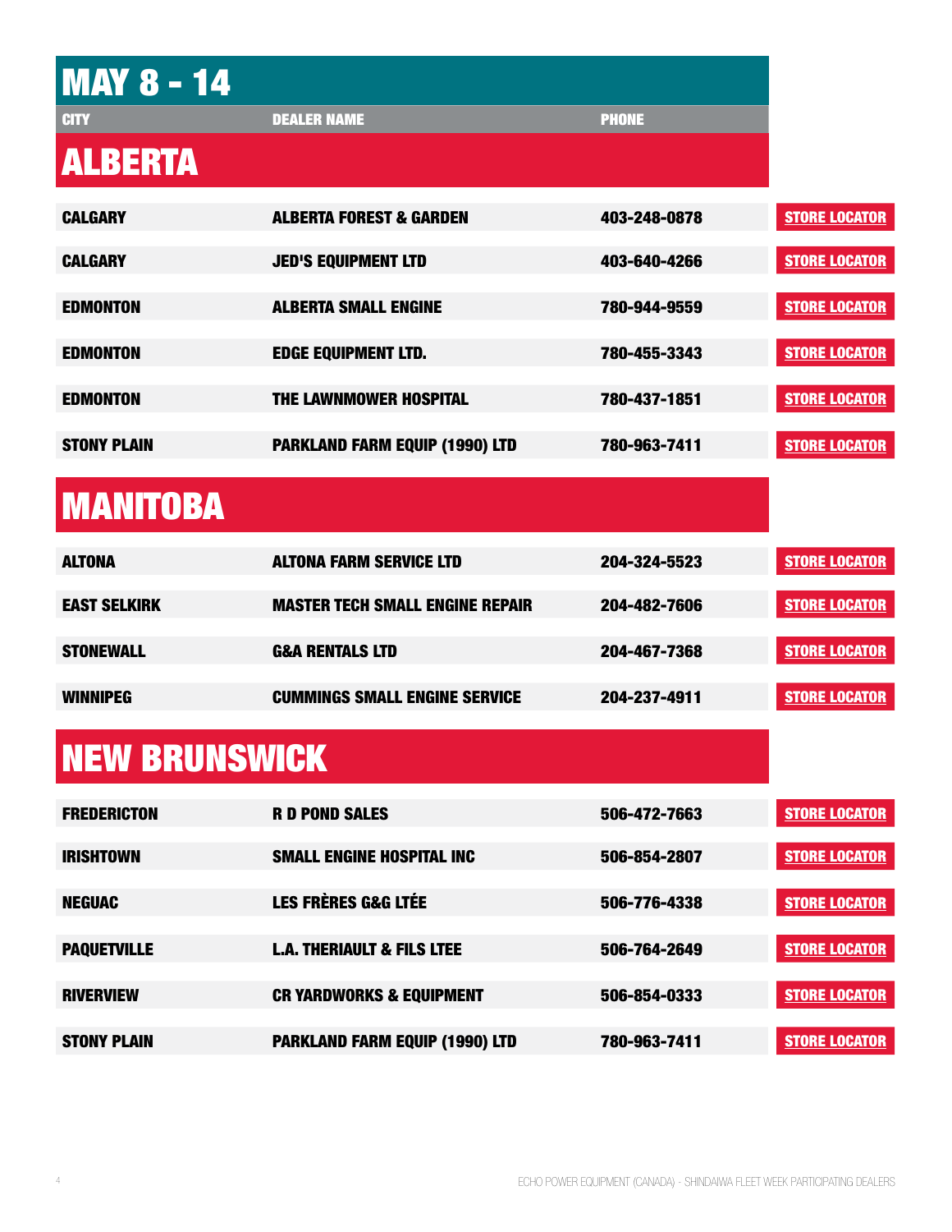# MAY 8 - 14

| CITY | DEALER NAME | PHONE | |
|---|---|---|---|

## ALBERTA

| CITY | DEALER NAME | PHONE | |
|---|---|---|---|
| CALGARY | ALBERTA FOREST & GARDEN | 403-248-0878 | STORE LOCATOR |
| CALGARY | JED'S EQUIPMENT LTD | 403-640-4266 | STORE LOCATOR |
| EDMONTON | ALBERTA SMALL ENGINE | 780-944-9559 | STORE LOCATOR |
| EDMONTON | EDGE EQUIPMENT LTD. | 780-455-3343 | STORE LOCATOR |
| EDMONTON | THE LAWNMOWER HOSPITAL | 780-437-1851 | STORE LOCATOR |
| STONY PLAIN | PARKLAND FARM EQUIP (1990) LTD | 780-963-7411 | STORE LOCATOR |

## MANITOBA

| CITY | DEALER NAME | PHONE | |
|---|---|---|---|
| ALTONA | ALTONA FARM SERVICE LTD | 204-324-5523 | STORE LOCATOR |
| EAST SELKIRK | MASTER TECH SMALL ENGINE REPAIR | 204-482-7606 | STORE LOCATOR |
| STONEWALL | G&A RENTALS LTD | 204-467-7368 | STORE LOCATOR |
| WINNIPEG | CUMMINGS SMALL ENGINE SERVICE | 204-237-4911 | STORE LOCATOR |

## NEW BRUNSWICK

| CITY | DEALER NAME | PHONE | |
|---|---|---|---|
| FREDERICTON | R D POND SALES | 506-472-7663 | STORE LOCATOR |
| IRISHTOWN | SMALL ENGINE HOSPITAL INC | 506-854-2807 | STORE LOCATOR |
| NEGUAC | LES FRÈRES G&G LTÉE | 506-776-4338 | STORE LOCATOR |
| PAQUETVILLE | L.A. THERIAULT & FILS LTEE | 506-764-2649 | STORE LOCATOR |
| RIVERVIEW | CR YARDWORKS & EQUIPMENT | 506-854-0333 | STORE LOCATOR |
| STONY PLAIN | PARKLAND FARM EQUIP (1990) LTD | 780-963-7411 | STORE LOCATOR |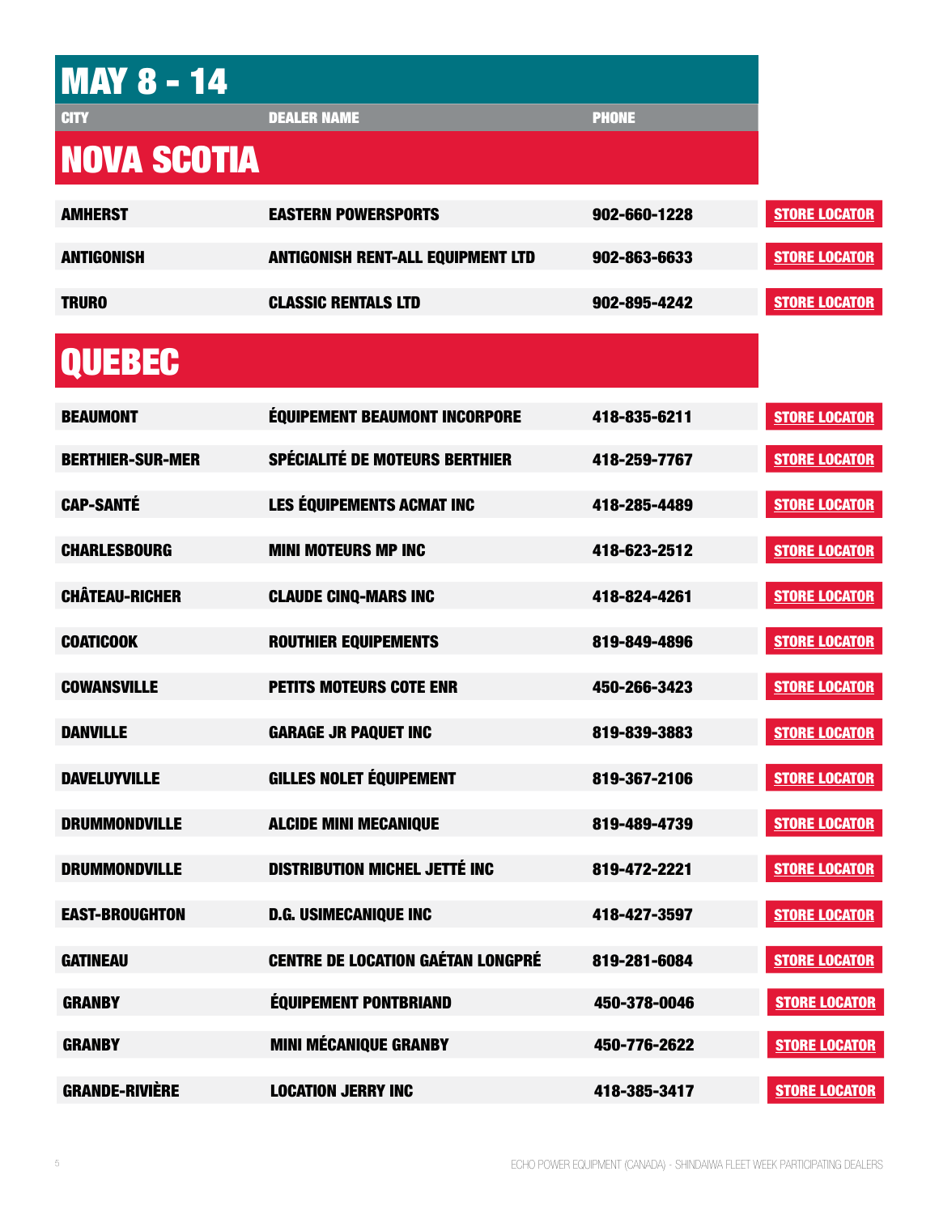# MAY 8 - 14

| CITY | DEALER NAME | PHONE | |
|---|---|---|---|

## NOVA SCOTIA

| CITY | DEALER NAME | PHONE | |
|---|---|---|---|
| AMHERST | EASTERN POWERSPORTS | 902-660-1228 | STORE LOCATOR |
| ANTIGONISH | ANTIGONISH RENT-ALL EQUIPMENT LTD | 902-863-6633 | STORE LOCATOR |
| TRURO | CLASSIC RENTALS LTD | 902-895-4242 | STORE LOCATOR |

## QUEBEC

| CITY | DEALER NAME | PHONE | |
|---|---|---|---|
| BEAUMONT | ÉQUIPEMENT BEAUMONT INCORPORE | 418-835-6211 | STORE LOCATOR |
| BERTHIER-SUR-MER | SPÉCIALITÉ DE MOTEURS BERTHIER | 418-259-7767 | STORE LOCATOR |
| CAP-SANTÉ | LES ÉQUIPEMENTS ACMAT INC | 418-285-4489 | STORE LOCATOR |
| CHARLESBOURG | MINI MOTEURS MP INC | 418-623-2512 | STORE LOCATOR |
| CHÂTEAU-RICHER | CLAUDE CINQ-MARS INC | 418-824-4261 | STORE LOCATOR |
| COATICOOK | ROUTHIER EQUIPEMENTS | 819-849-4896 | STORE LOCATOR |
| COWANSVILLE | PETITS MOTEURS COTE ENR | 450-266-3423 | STORE LOCATOR |
| DANVILLE | GARAGE JR PAQUET INC | 819-839-3883 | STORE LOCATOR |
| DAVELUYVILLE | GILLES NOLET ÉQUIPEMENT | 819-367-2106 | STORE LOCATOR |
| DRUMMONDVILLE | ALCIDE MINI MECANIQUE | 819-489-4739 | STORE LOCATOR |
| DRUMMONDVILLE | DISTRIBUTION MICHEL JETTÉ INC | 819-472-2221 | STORE LOCATOR |
| EAST-BROUGHTON | D.G. USIMECANIQUE INC | 418-427-3597 | STORE LOCATOR |
| GATINEAU | CENTRE DE LOCATION GAÉTAN LONGPRÉ | 819-281-6084 | STORE LOCATOR |
| GRANBY | ÉQUIPEMENT PONTBRIAND | 450-378-0046 | STORE LOCATOR |
| GRANBY | MINI MÉCANIQUE GRANBY | 450-776-2622 | STORE LOCATOR |
| GRANDE-RIVIÈRE | LOCATION JERRY INC | 418-385-3417 | STORE LOCATOR |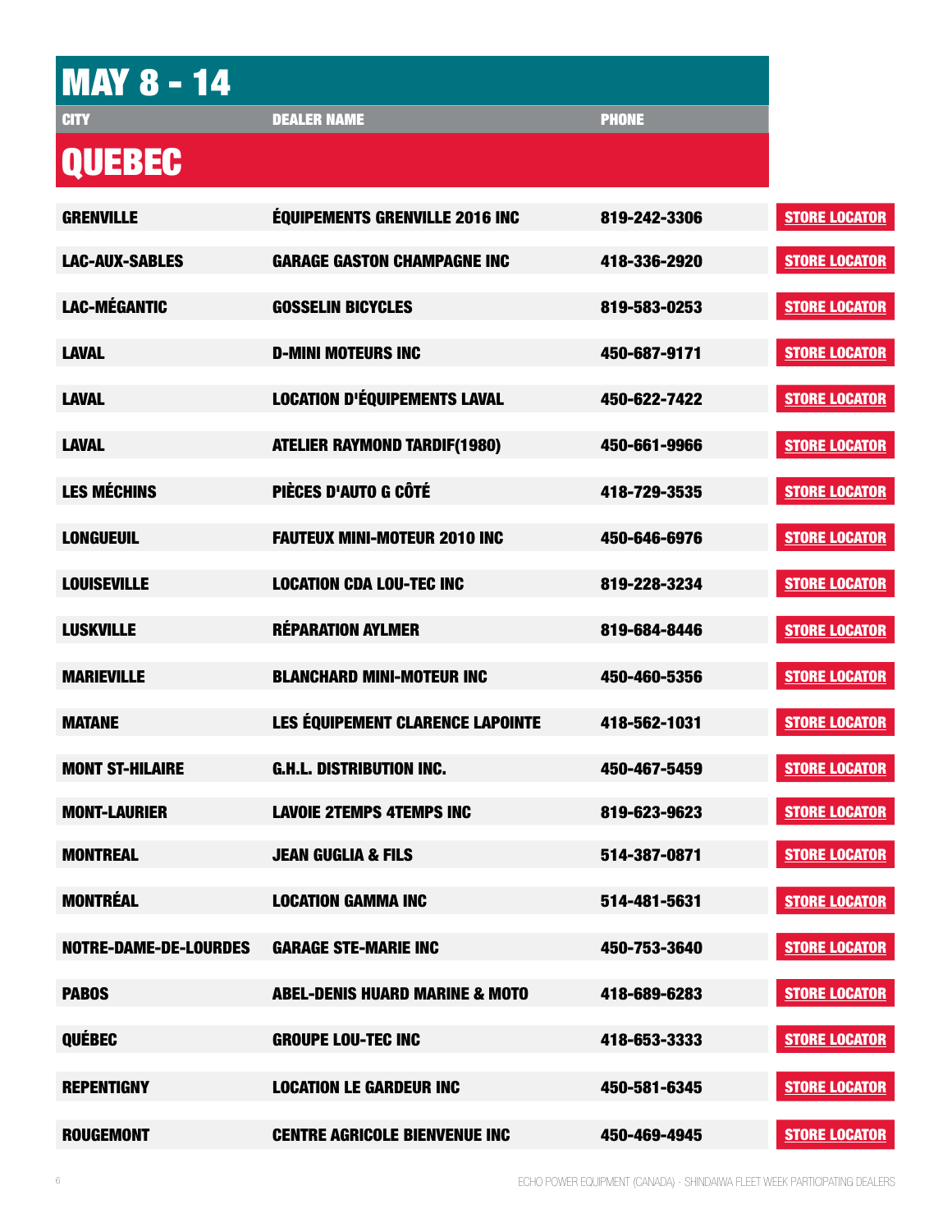# MAY 8 - 14

## QUEBEC

| CITY | DEALER NAME | PHONE | |
|---|---|---|---|
| GRENVILLE | ÉQUIPEMENTS GRENVILLE 2016 INC | 819-242-3306 | STORE LOCATOR |
| LAC-AUX-SABLES | GARAGE GASTON CHAMPAGNE INC | 418-336-2920 | STORE LOCATOR |
| LAC-MÉGANTIC | GOSSELIN BICYCLES | 819-583-0253 | STORE LOCATOR |
| LAVAL | D-MINI MOTEURS INC | 450-687-9171 | STORE LOCATOR |
| LAVAL | LOCATION D'ÉQUIPEMENTS LAVAL | 450-622-7422 | STORE LOCATOR |
| LAVAL | ATELIER RAYMOND TARDIF(1980) | 450-661-9966 | STORE LOCATOR |
| LES MÉCHINS | PIÈCES D'AUTO G CÔTÉ | 418-729-3535 | STORE LOCATOR |
| LONGUEUIL | FAUTEUX MINI-MOTEUR 2010 INC | 450-646-6976 | STORE LOCATOR |
| LOUISEVILLE | LOCATION CDA LOU-TEC INC | 819-228-3234 | STORE LOCATOR |
| LUSKVILLE | RÉPARATION AYLMER | 819-684-8446 | STORE LOCATOR |
| MARIEVILLE | BLANCHARD MINI-MOTEUR INC | 450-460-5356 | STORE LOCATOR |
| MATANE | LES ÉQUIPEMENT CLARENCE LAPOINTE | 418-562-1031 | STORE LOCATOR |
| MONT ST-HILAIRE | G.H.L. DISTRIBUTION INC. | 450-467-5459 | STORE LOCATOR |
| MONT-LAURIER | LAVOIE 2TEMPS 4TEMPS INC | 819-623-9623 | STORE LOCATOR |
| MONTREAL | JEAN GUGLIA & FILS | 514-387-0871 | STORE LOCATOR |
| MONTRÉAL | LOCATION GAMMA INC | 514-481-5631 | STORE LOCATOR |
| NOTRE-DAME-DE-LOURDES | GARAGE STE-MARIE INC | 450-753-3640 | STORE LOCATOR |
| PABOS | ABEL-DENIS HUARD MARINE & MOTO | 418-689-6283 | STORE LOCATOR |
| QUÉBEC | GROUPE LOU-TEC INC | 418-653-3333 | STORE LOCATOR |
| REPENTIGNY | LOCATION LE GARDEUR INC | 450-581-6345 | STORE LOCATOR |
| ROUGEMONT | CENTRE AGRICOLE BIENVENUE INC | 450-469-4945 | STORE LOCATOR |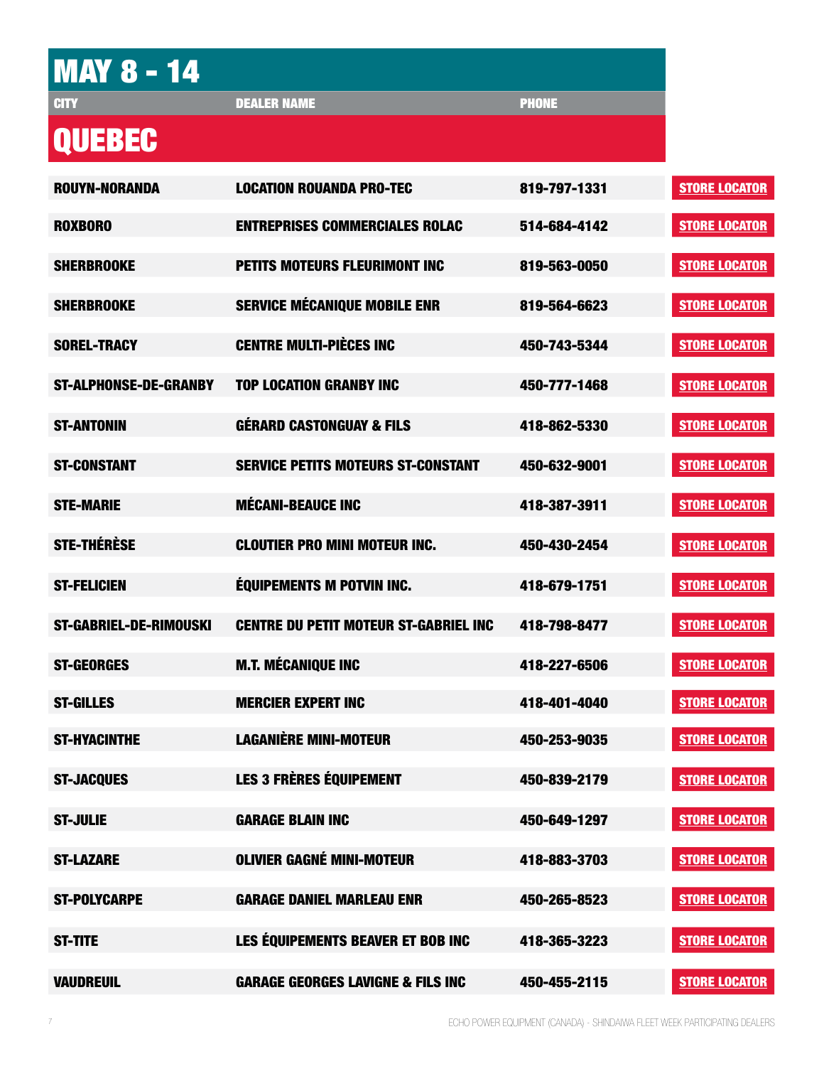# MAY 8 - 14

| CITY | DEALER NAME | PHONE | |
|---|---|---|---|
| **QUEBEC** | | | |
| ROUYN-NORANDA | LOCATION ROUANDA PRO-TEC | 819-797-1331 | STORE LOCATOR |
| ROXBORO | ENTREPRISES COMMERCIALES ROLAC | 514-684-4142 | STORE LOCATOR |
| SHERBROOKE | PETITS MOTEURS FLEURIMONT INC | 819-563-0050 | STORE LOCATOR |
| SHERBROOKE | SERVICE MÉCANIQUE MOBILE ENR | 819-564-6623 | STORE LOCATOR |
| SOREL-TRACY | CENTRE MULTI-PIÈCES INC | 450-743-5344 | STORE LOCATOR |
| ST-ALPHONSE-DE-GRANBY | TOP LOCATION GRANBY INC | 450-777-1468 | STORE LOCATOR |
| ST-ANTONIN | GÉRARD CASTONGUAY & FILS | 418-862-5330 | STORE LOCATOR |
| ST-CONSTANT | SERVICE PETITS MOTEURS ST-CONSTANT | 450-632-9001 | STORE LOCATOR |
| STE-MARIE | MÉCANI-BEAUCE INC | 418-387-3911 | STORE LOCATOR |
| STE-THÉRÈSE | CLOUTIER PRO MINI MOTEUR INC. | 450-430-2454 | STORE LOCATOR |
| ST-FELICIEN | ÉQUIPEMENTS M POTVIN INC. | 418-679-1751 | STORE LOCATOR |
| ST-GABRIEL-DE-RIMOUSKI | CENTRE DU PETIT MOTEUR ST-GABRIEL INC | 418-798-8477 | STORE LOCATOR |
| ST-GEORGES | M.T. MÉCANIQUE INC | 418-227-6506 | STORE LOCATOR |
| ST-GILLES | MERCIER EXPERT INC | 418-401-4040 | STORE LOCATOR |
| ST-HYACINTHE | LAGANIÈRE MINI-MOTEUR | 450-253-9035 | STORE LOCATOR |
| ST-JACQUES | LES 3 FRÈRES ÉQUIPEMENT | 450-839-2179 | STORE LOCATOR |
| ST-JULIE | GARAGE BLAIN INC | 450-649-1297 | STORE LOCATOR |
| ST-LAZARE | OLIVIER GAGNÉ MINI-MOTEUR | 418-883-3703 | STORE LOCATOR |
| ST-POLYCARPE | GARAGE DANIEL MARLEAU ENR | 450-265-8523 | STORE LOCATOR |
| ST-TITE | LES ÉQUIPEMENTS BEAVER ET BOB INC | 418-365-3223 | STORE LOCATOR |
| VAUDREUIL | GARAGE GEORGES LAVIGNE & FILS INC | 450-455-2115 | STORE LOCATOR |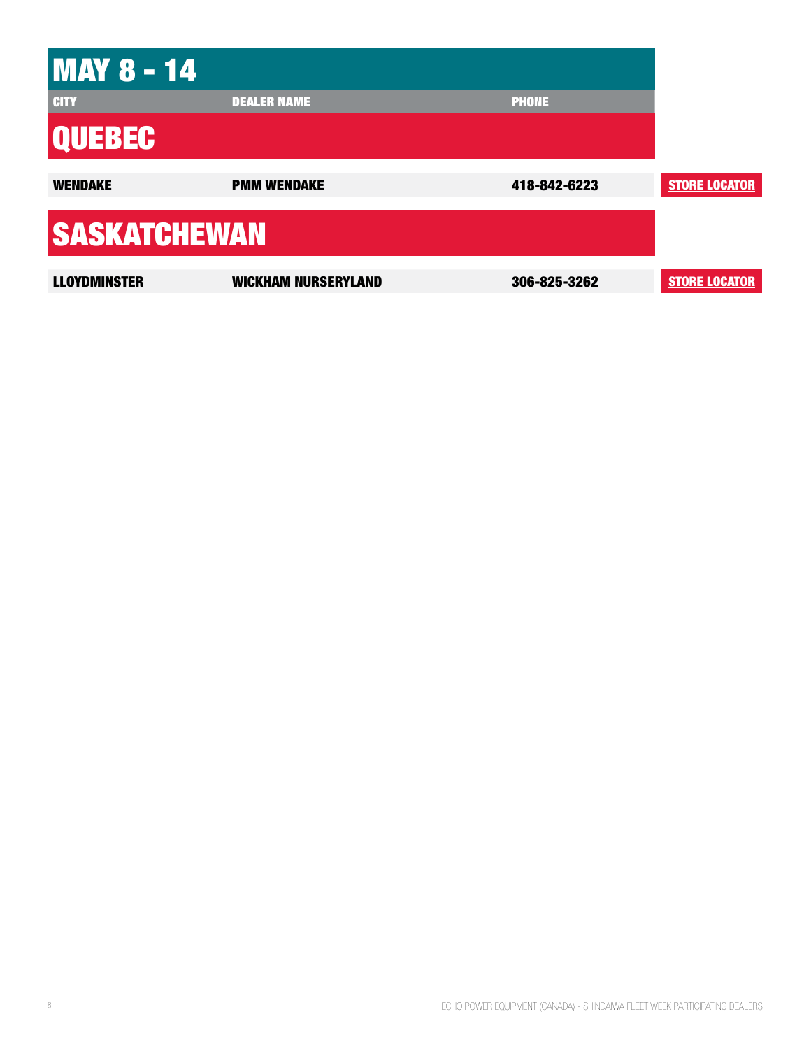# MAY 8 - 14

| CITY | DEALER NAME | PHONE | |
|---|---|---|---|
| **QUEBEC** | | | |
| WENDAKE | PMM WENDAKE | 418-842-6223 | STORE LOCATOR |
| **SASKATCHEWAN** | | | |
| LLOYDMINSTER | WICKHAM NURSERYLAND | 306-825-3262 | STORE LOCATOR |